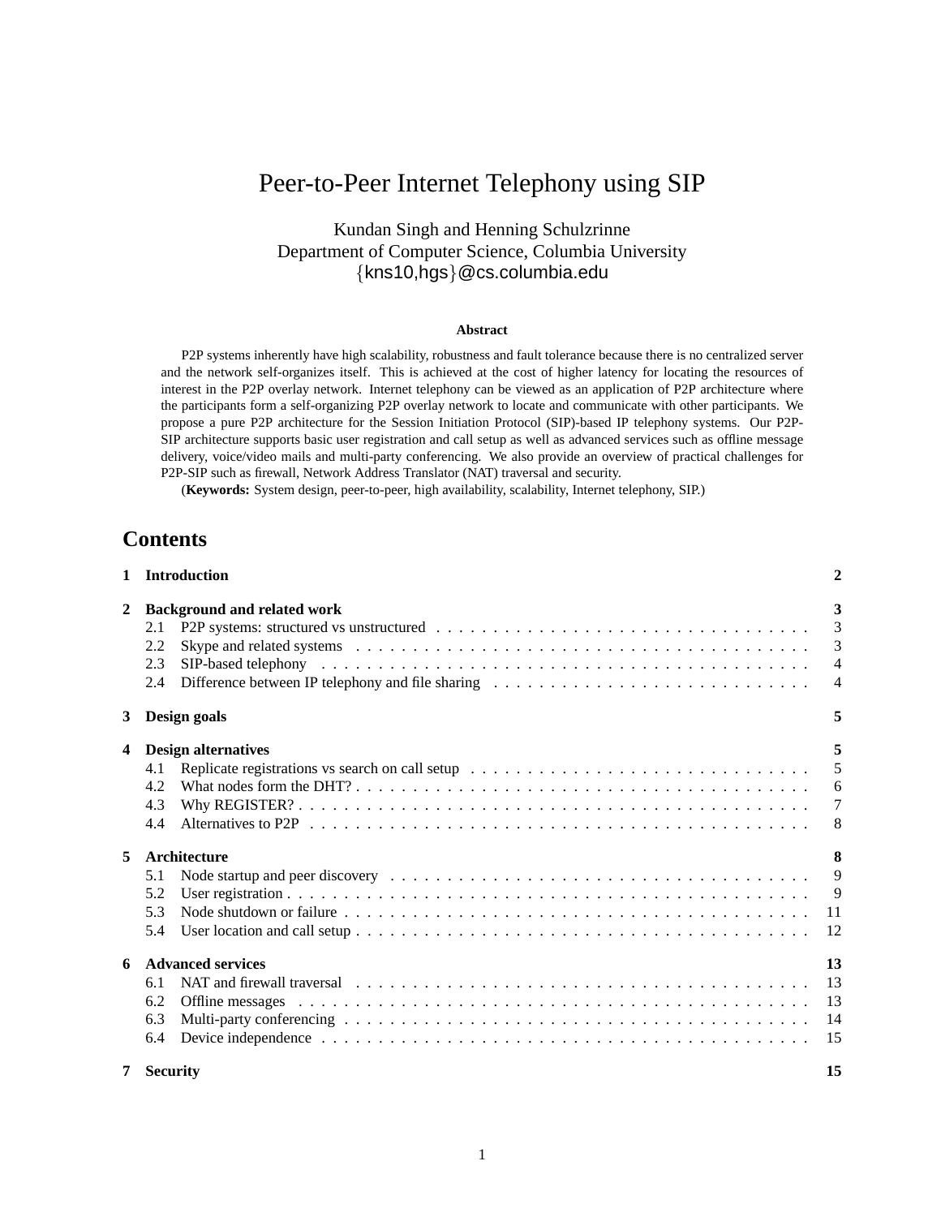# Peer-to-Peer Internet Telephony using SIP

Kundan Singh and Henning Schulzrinne
Department of Computer Science, Columbia University
{kns10,hgs}@cs.columbia.edu

**Abstract**

P2P systems inherently have high scalability, robustness and fault tolerance because there is no centralized server and the network self-organizes itself. This is achieved at the cost of higher latency for locating the resources of interest in the P2P overlay network. Internet telephony can be viewed as an application of P2P architecture where the participants form a self-organizing P2P overlay network to locate and communicate with other participants. We propose a pure P2P architecture for the Session Initiation Protocol (SIP)-based IP telephony systems. Our P2P-SIP architecture supports basic user registration and call setup as well as advanced services such as offline message delivery, voice/video mails and multi-party conferencing. We also provide an overview of practical challenges for P2P-SIP such as firewall, Network Address Translator (NAT) traversal and security.

(**Keywords:** System design, peer-to-peer, high availability, scalability, Internet telephony, SIP.)

## Contents

| | | |
|---|---|---|
| **1** | **Introduction** | **2** |
| **2** | **Background and related work** | **3** |
| 2.1 | P2P systems: structured vs unstructured | 3 |
| 2.2 | Skype and related systems | 3 |
| 2.3 | SIP-based telephony | 4 |
| 2.4 | Difference between IP telephony and file sharing | 4 |
| **3** | **Design goals** | **5** |
| **4** | **Design alternatives** | **5** |
| 4.1 | Replicate registrations vs search on call setup | 5 |
| 4.2 | What nodes form the DHT? | 6 |
| 4.3 | Why REGISTER? | 7 |
| 4.4 | Alternatives to P2P | 8 |
| **5** | **Architecture** | **8** |
| 5.1 | Node startup and peer discovery | 9 |
| 5.2 | User registration | 9 |
| 5.3 | Node shutdown or failure | 11 |
| 5.4 | User location and call setup | 12 |
| **6** | **Advanced services** | **13** |
| 6.1 | NAT and firewall traversal | 13 |
| 6.2 | Offline messages | 13 |
| 6.3 | Multi-party conferencing | 14 |
| 6.4 | Device independence | 15 |
| **7** | **Security** | **15** |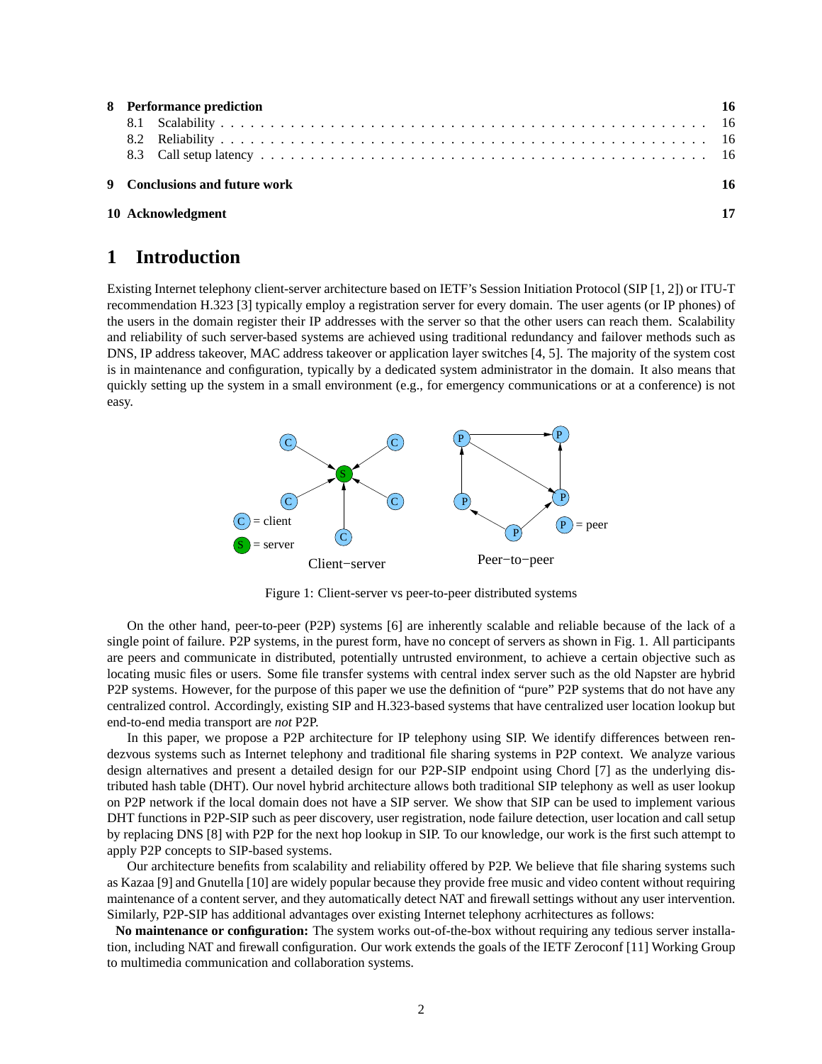| | | |
|---|---|---|
| **8** | **Performance prediction** | **16** |
| 8.1 | Scalability | 16 |
| 8.2 | Reliability | 16 |
| 8.3 | Call setup latency | 16 |
| **9** | **Conclusions and future work** | **16** |
| **10** | **Acknowledgment** | **17** |

# 1 Introduction

Existing Internet telephony client-server architecture based on IETF's Session Initiation Protocol (SIP [1, 2]) or ITU-T recommendation H.323 [3] typically employ a registration server for every domain. The user agents (or IP phones) of the users in the domain register their IP addresses with the server so that the other users can reach them. Scalability and reliability of such server-based systems are achieved using traditional redundancy and failover methods such as DNS, IP address takeover, MAC address takeover or application layer switches [4, 5]. The majority of the system cost is in maintenance and configuration, typically by a dedicated system administrator in the domain. It also means that quickly setting up the system in a small environment (e.g., for emergency communications or at a conference) is not easy.

Figure 1: Client-server vs peer-to-peer distributed systems

On the other hand, peer-to-peer (P2P) systems [6] are inherently scalable and reliable because of the lack of a single point of failure. P2P systems, in the purest form, have no concept of servers as shown in Fig. 1. All participants are peers and communicate in distributed, potentially untrusted environment, to achieve a certain objective such as locating music files or users. Some file transfer systems with central index server such as the old Napster are hybrid P2P systems. However, for the purpose of this paper we use the definition of "pure" P2P systems that do not have any centralized control. Accordingly, existing SIP and H.323-based systems that have centralized user location lookup but end-to-end media transport are *not* P2P.

In this paper, we propose a P2P architecture for IP telephony using SIP. We identify differences between rendezvous systems such as Internet telephony and traditional file sharing systems in P2P context. We analyze various design alternatives and present a detailed design for our P2P-SIP endpoint using Chord [7] as the underlying distributed hash table (DHT). Our novel hybrid architecture allows both traditional SIP telephony as well as user lookup on P2P network if the local domain does not have a SIP server. We show that SIP can be used to implement various DHT functions in P2P-SIP such as peer discovery, user registration, node failure detection, user location and call setup by replacing DNS [8] with P2P for the next hop lookup in SIP. To our knowledge, our work is the first such attempt to apply P2P concepts to SIP-based systems.

Our architecture benefits from scalability and reliability offered by P2P. We believe that file sharing systems such as Kazaa [9] and Gnutella [10] are widely popular because they provide free music and video content without requiring maintenance of a content server, and they automatically detect NAT and firewall settings without any user intervention. Similarly, P2P-SIP has additional advantages over existing Internet telephony acrhitectures as follows:

**No maintenance or configuration:** The system works out-of-the-box without requiring any tedious server installation, including NAT and firewall configuration. Our work extends the goals of the IETF Zeroconf [11] Working Group to multimedia communication and collaboration systems.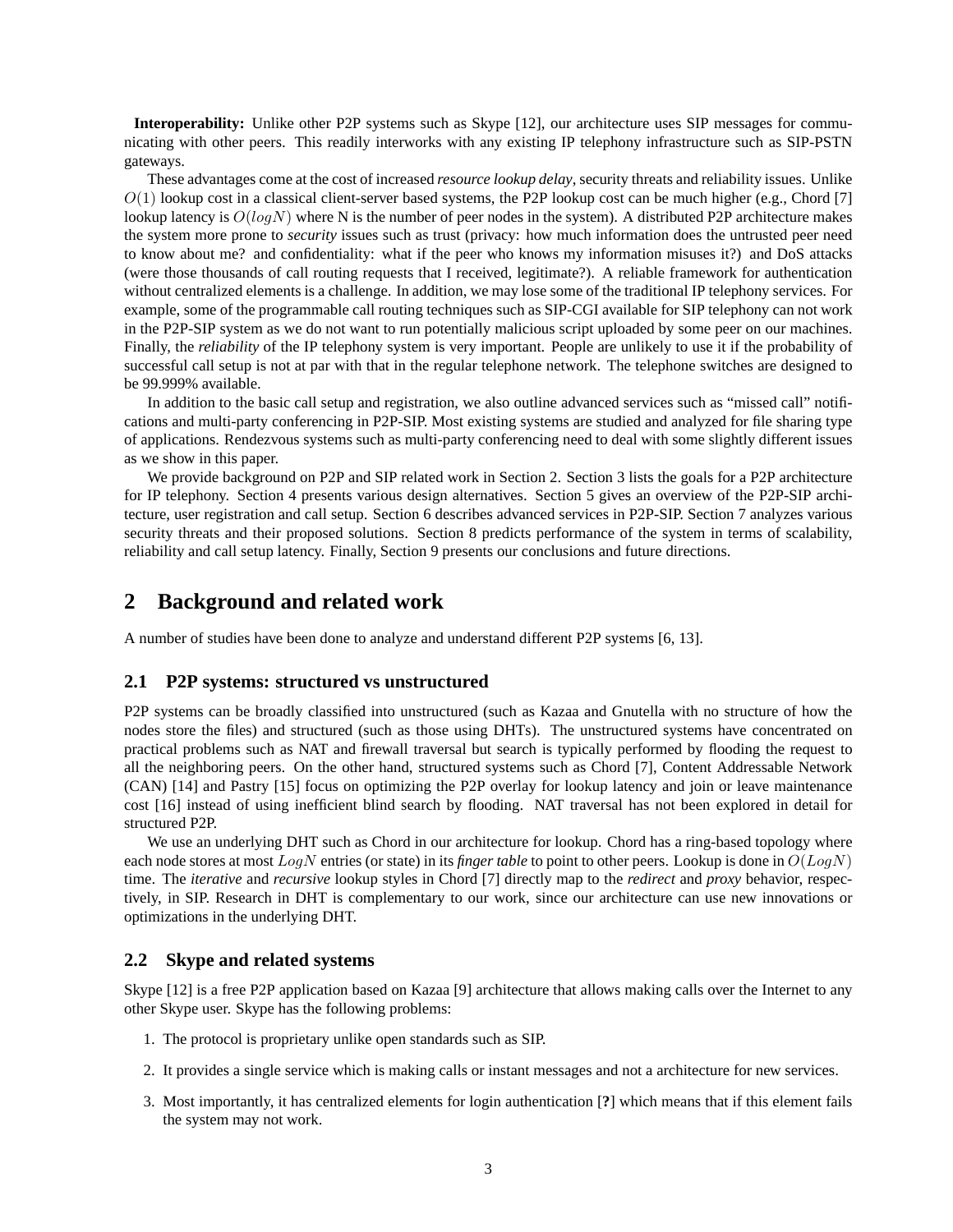**Interoperability:** Unlike other P2P systems such as Skype [12], our architecture uses SIP messages for communicating with other peers. This readily interworks with any existing IP telephony infrastructure such as SIP-PSTN gateways.

These advantages come at the cost of increased *resource lookup delay*, security threats and reliability issues. Unlike $O(1)$ lookup cost in a classical client-server based systems, the P2P lookup cost can be much higher (e.g., Chord [7] lookup latency is $O(logN)$ where N is the number of peer nodes in the system). A distributed P2P architecture makes the system more prone to *security* issues such as trust (privacy: how much information does the untrusted peer need to know about me? and confidentiality: what if the peer who knows my information misuses it?) and DoS attacks (were those thousands of call routing requests that I received, legitimate?). A reliable framework for authentication without centralized elements is a challenge. In addition, we may lose some of the traditional IP telephony services. For example, some of the programmable call routing techniques such as SIP-CGI available for SIP telephony can not work in the P2P-SIP system as we do not want to run potentially malicious script uploaded by some peer on our machines. Finally, the *reliability* of the IP telephony system is very important. People are unlikely to use it if the probability of successful call setup is not at par with that in the regular telephone network. The telephone switches are designed to be 99.999% available.

In addition to the basic call setup and registration, we also outline advanced services such as "missed call" notifications and multi-party conferencing in P2P-SIP. Most existing systems are studied and analyzed for file sharing type of applications. Rendezvous systems such as multi-party conferencing need to deal with some slightly different issues as we show in this paper.

We provide background on P2P and SIP related work in Section 2. Section 3 lists the goals for a P2P architecture for IP telephony. Section 4 presents various design alternatives. Section 5 gives an overview of the P2P-SIP architecture, user registration and call setup. Section 6 describes advanced services in P2P-SIP. Section 7 analyzes various security threats and their proposed solutions. Section 8 predicts performance of the system in terms of scalability, reliability and call setup latency. Finally, Section 9 presents our conclusions and future directions.

## 2 Background and related work

A number of studies have been done to analyze and understand different P2P systems [6, 13].

### 2.1 P2P systems: structured vs unstructured

P2P systems can be broadly classified into unstructured (such as Kazaa and Gnutella with no structure of how the nodes store the files) and structured (such as those using DHTs). The unstructured systems have concentrated on practical problems such as NAT and firewall traversal but search is typically performed by flooding the request to all the neighboring peers. On the other hand, structured systems such as Chord [7], Content Addressable Network (CAN) [14] and Pastry [15] focus on optimizing the P2P overlay for lookup latency and join or leave maintenance cost [16] instead of using inefficient blind search by flooding. NAT traversal has not been explored in detail for structured P2P.

We use an underlying DHT such as Chord in our architecture for lookup. Chord has a ring-based topology where each node stores at most $LogN$ entries (or state) in its *finger table* to point to other peers. Lookup is done in $O(LogN)$ time. The *iterative* and *recursive* lookup styles in Chord [7] directly map to the *redirect* and *proxy* behavior, respectively, in SIP. Research in DHT is complementary to our work, since our architecture can use new innovations or optimizations in the underlying DHT.

### 2.2 Skype and related systems

Skype [12] is a free P2P application based on Kazaa [9] architecture that allows making calls over the Internet to any other Skype user. Skype has the following problems:

1. The protocol is proprietary unlike open standards such as SIP.
2. It provides a single service which is making calls or instant messages and not a architecture for new services.
3. Most importantly, it has centralized elements for login authentication [**?**] which means that if this element fails the system may not work.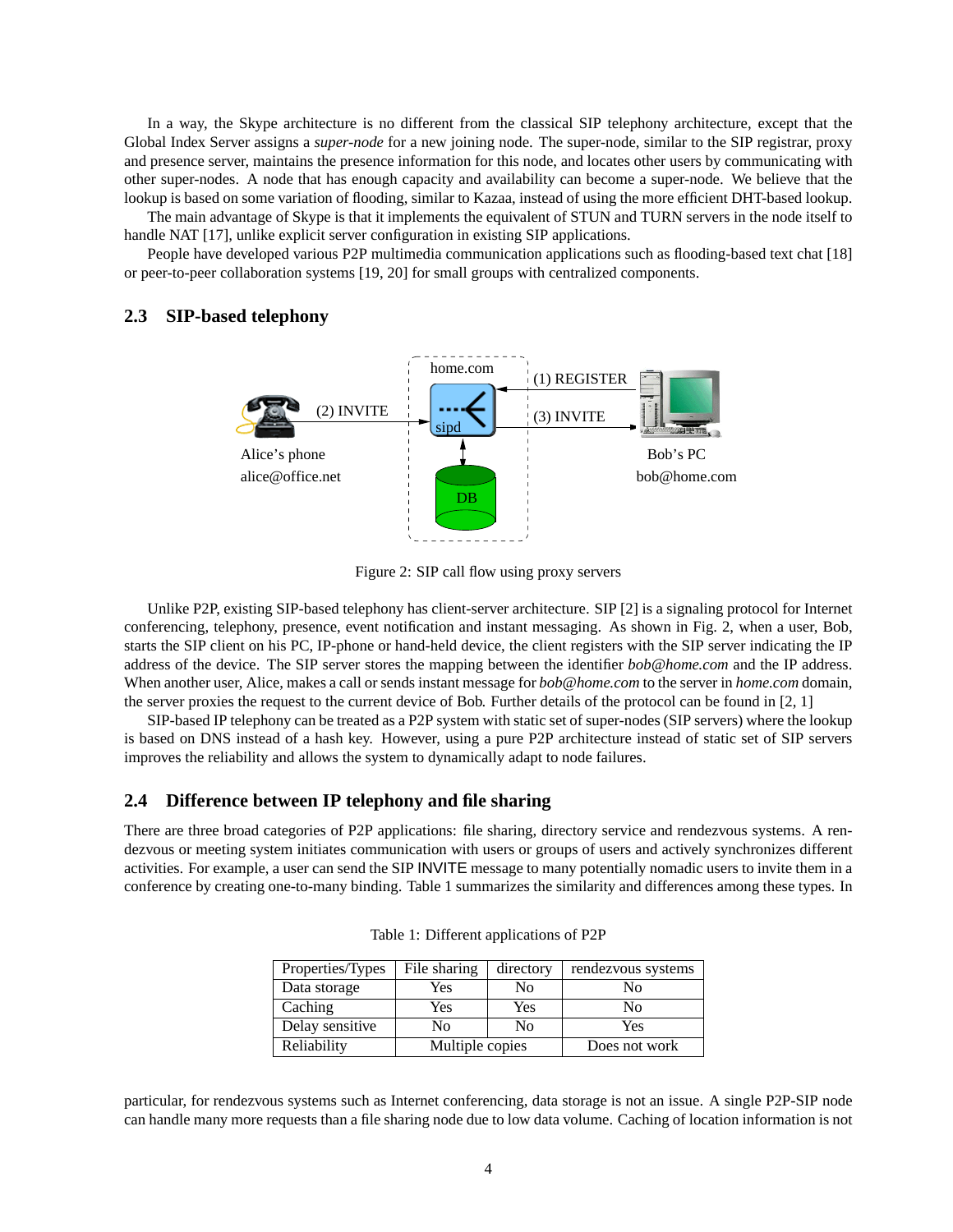In a way, the Skype architecture is no different from the classical SIP telephony architecture, except that the Global Index Server assigns a *super-node* for a new joining node. The super-node, similar to the SIP registrar, proxy and presence server, maintains the presence information for this node, and locates other users by communicating with other super-nodes. A node that has enough capacity and availability can become a super-node. We believe that the lookup is based on some variation of flooding, similar to Kazaa, instead of using the more efficient DHT-based lookup.

The main advantage of Skype is that it implements the equivalent of STUN and TURN servers in the node itself to handle NAT [17], unlike explicit server configuration in existing SIP applications.

People have developed various P2P multimedia communication applications such as flooding-based text chat [18] or peer-to-peer collaboration systems [19, 20] for small groups with centralized components.

## 2.3 SIP-based telephony

Figure 2: SIP call flow using proxy servers

Unlike P2P, existing SIP-based telephony has client-server architecture. SIP [2] is a signaling protocol for Internet conferencing, telephony, presence, event notification and instant messaging. As shown in Fig. 2, when a user, Bob, starts the SIP client on his PC, IP-phone or hand-held device, the client registers with the SIP server indicating the IP address of the device. The SIP server stores the mapping between the identifier *bob@home.com* and the IP address. When another user, Alice, makes a call or sends instant message for *bob@home.com* to the server in *home.com* domain, the server proxies the request to the current device of Bob. Further details of the protocol can be found in [2, 1]

SIP-based IP telephony can be treated as a P2P system with static set of super-nodes (SIP servers) where the lookup is based on DNS instead of a hash key. However, using a pure P2P architecture instead of static set of SIP servers improves the reliability and allows the system to dynamically adapt to node failures.

## 2.4 Difference between IP telephony and file sharing

There are three broad categories of P2P applications: file sharing, directory service and rendezvous systems. A rendezvous or meeting system initiates communication with users or groups of users and actively synchronizes different activities. For example, a user can send the SIP INVITE message to many potentially nomadic users to invite them in a conference by creating one-to-many binding. Table 1 summarizes the similarity and differences among these types. In particular, for rendezvous systems such as Internet conferencing, data storage is not an issue. A single P2P-SIP node can handle many more requests than a file sharing node due to low data volume. Caching of location information is not

Table 1: Different applications of P2P

| Properties/Types | File sharing | directory | rendezvous systems |
|---|---|---|---|
| Data storage | Yes | No | No |
| Caching | Yes | Yes | No |
| Delay sensitive | No | No | Yes |
| Reliability | Multiple copies | | Does not work |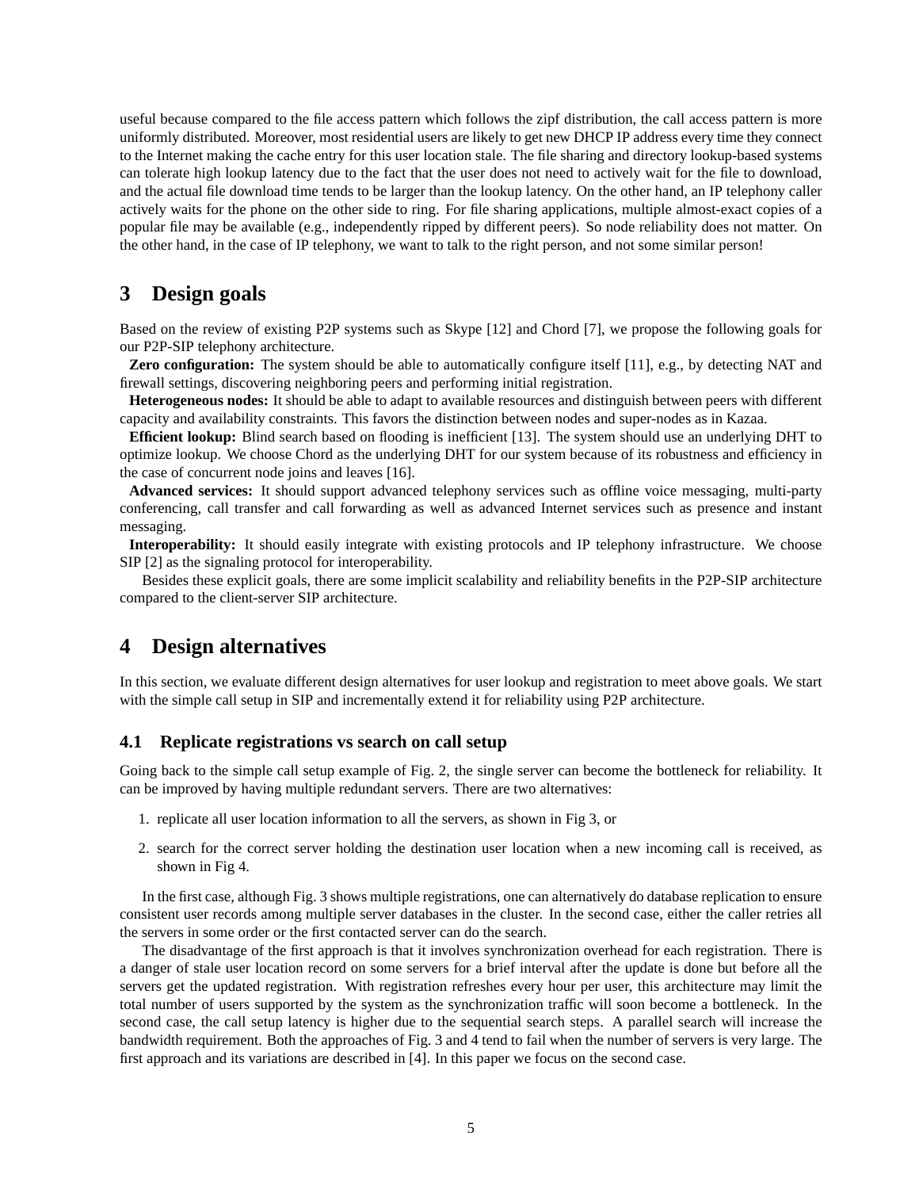useful because compared to the file access pattern which follows the zipf distribution, the call access pattern is more uniformly distributed. Moreover, most residential users are likely to get new DHCP IP address every time they connect to the Internet making the cache entry for this user location stale. The file sharing and directory lookup-based systems can tolerate high lookup latency due to the fact that the user does not need to actively wait for the file to download, and the actual file download time tends to be larger than the lookup latency. On the other hand, an IP telephony caller actively waits for the phone on the other side to ring. For file sharing applications, multiple almost-exact copies of a popular file may be available (e.g., independently ripped by different peers). So node reliability does not matter. On the other hand, in the case of IP telephony, we want to talk to the right person, and not some similar person!

# 3 Design goals

Based on the review of existing P2P systems such as Skype [12] and Chord [7], we propose the following goals for our P2P-SIP telephony architecture.

**Zero configuration:** The system should be able to automatically configure itself [11], e.g., by detecting NAT and firewall settings, discovering neighboring peers and performing initial registration.

**Heterogeneous nodes:** It should be able to adapt to available resources and distinguish between peers with different capacity and availability constraints. This favors the distinction between nodes and super-nodes as in Kazaa.

**Efficient lookup:** Blind search based on flooding is inefficient [13]. The system should use an underlying DHT to optimize lookup. We choose Chord as the underlying DHT for our system because of its robustness and efficiency in the case of concurrent node joins and leaves [16].

**Advanced services:** It should support advanced telephony services such as offline voice messaging, multi-party conferencing, call transfer and call forwarding as well as advanced Internet services such as presence and instant messaging.

**Interoperability:** It should easily integrate with existing protocols and IP telephony infrastructure. We choose SIP [2] as the signaling protocol for interoperability.

Besides these explicit goals, there are some implicit scalability and reliability benefits in the P2P-SIP architecture compared to the client-server SIP architecture.

# 4 Design alternatives

In this section, we evaluate different design alternatives for user lookup and registration to meet above goals. We start with the simple call setup in SIP and incrementally extend it for reliability using P2P architecture.

## 4.1 Replicate registrations vs search on call setup

Going back to the simple call setup example of Fig. 2, the single server can become the bottleneck for reliability. It can be improved by having multiple redundant servers. There are two alternatives:

1. replicate all user location information to all the servers, as shown in Fig 3, or
2. search for the correct server holding the destination user location when a new incoming call is received, as shown in Fig 4.

In the first case, although Fig. 3 shows multiple registrations, one can alternatively do database replication to ensure consistent user records among multiple server databases in the cluster. In the second case, either the caller retries all the servers in some order or the first contacted server can do the search.

The disadvantage of the first approach is that it involves synchronization overhead for each registration. There is a danger of stale user location record on some servers for a brief interval after the update is done but before all the servers get the updated registration. With registration refreshes every hour per user, this architecture may limit the total number of users supported by the system as the synchronization traffic will soon become a bottleneck. In the second case, the call setup latency is higher due to the sequential search steps. A parallel search will increase the bandwidth requirement. Both the approaches of Fig. 3 and 4 tend to fail when the number of servers is very large. The first approach and its variations are described in [4]. In this paper we focus on the second case.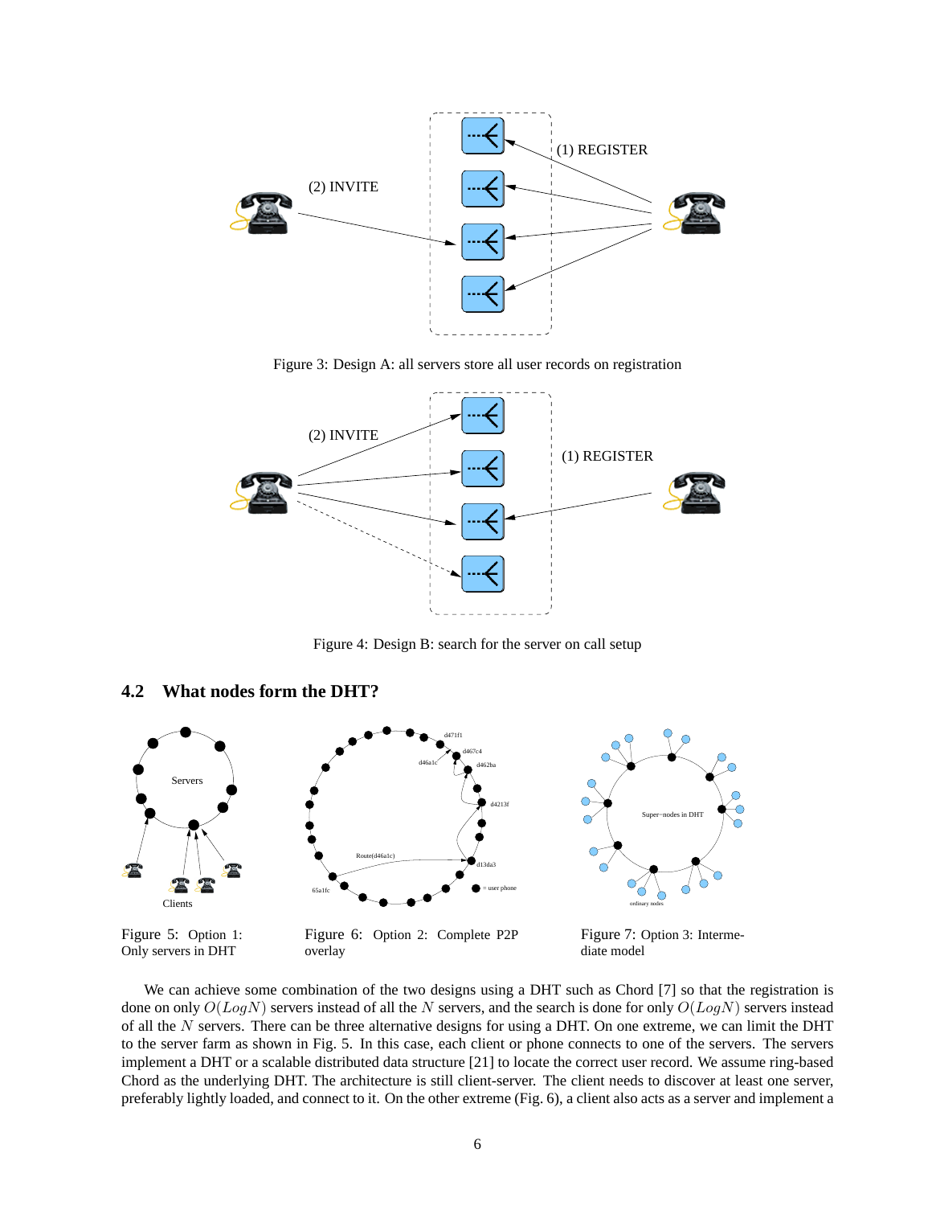Figure 3: Design A: all servers store all user records on registration

Figure 4: Design B: search for the server on call setup

### 4.2 What nodes form the DHT?

Figure 5: Option 1: Only servers in DHT

Figure 6: Option 2: Complete P2P overlay

Figure 7: Option 3: Intermediate model

We can achieve some combination of the two designs using a DHT such as Chord [7] so that the registration is done on only $O(LogN)$ servers instead of all the $N$ servers, and the search is done for only $O(LogN)$ servers instead of all the $N$ servers. There can be three alternative designs for using a DHT. On one extreme, we can limit the DHT to the server farm as shown in Fig. 5. In this case, each client or phone connects to one of the servers. The servers implement a DHT or a scalable distributed data structure [21] to locate the correct user record. We assume ring-based Chord as the underlying DHT. The architecture is still client-server. The client needs to discover at least one server, preferably lightly loaded, and connect to it. On the other extreme (Fig. 6), a client also acts as a server and implement a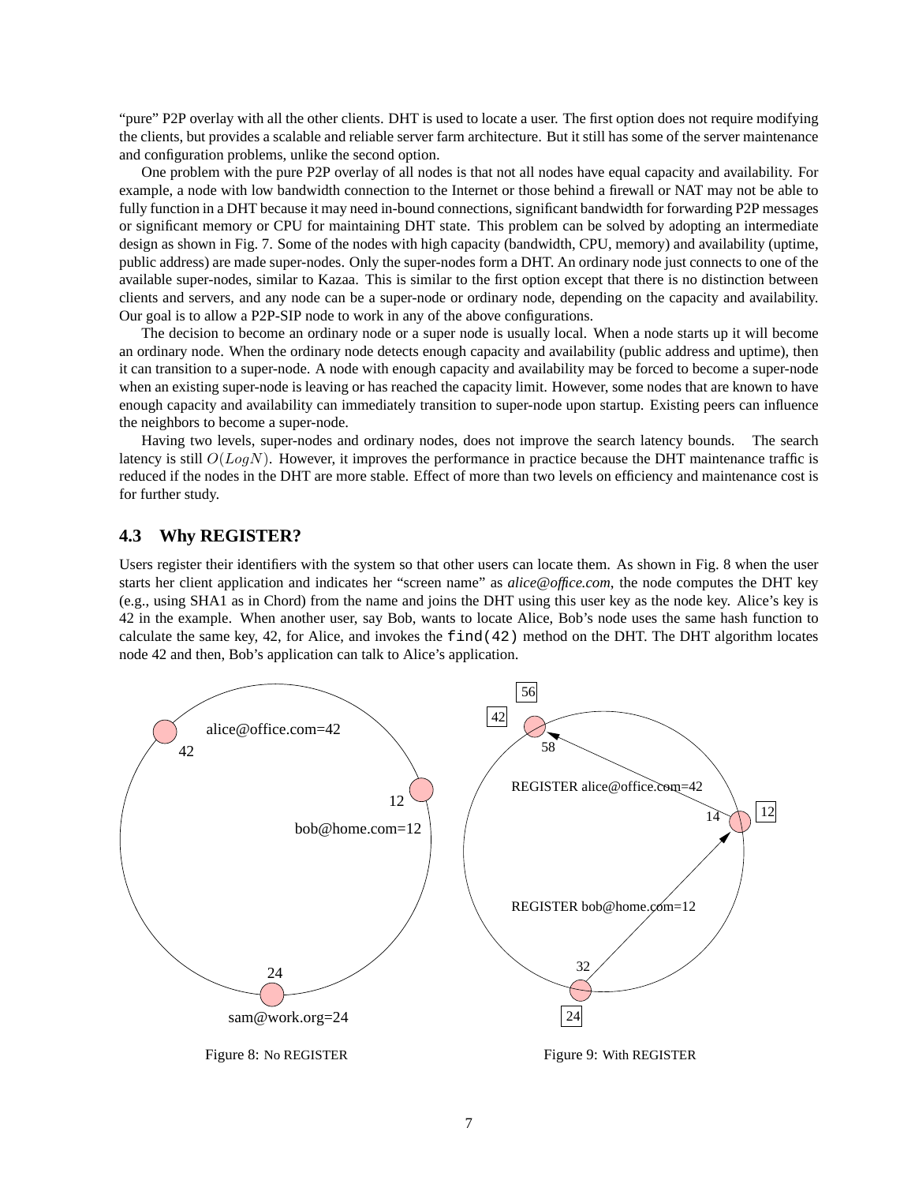"pure" P2P overlay with all the other clients. DHT is used to locate a user. The first option does not require modifying the clients, but provides a scalable and reliable server farm architecture. But it still has some of the server maintenance and configuration problems, unlike the second option.

One problem with the pure P2P overlay of all nodes is that not all nodes have equal capacity and availability. For example, a node with low bandwidth connection to the Internet or those behind a firewall or NAT may not be able to fully function in a DHT because it may need in-bound connections, significant bandwidth for forwarding P2P messages or significant memory or CPU for maintaining DHT state. This problem can be solved by adopting an intermediate design as shown in Fig. 7. Some of the nodes with high capacity (bandwidth, CPU, memory) and availability (uptime, public address) are made super-nodes. Only the super-nodes form a DHT. An ordinary node just connects to one of the available super-nodes, similar to Kazaa. This is similar to the first option except that there is no distinction between clients and servers, and any node can be a super-node or ordinary node, depending on the capacity and availability. Our goal is to allow a P2P-SIP node to work in any of the above configurations.

The decision to become an ordinary node or a super node is usually local. When a node starts up it will become an ordinary node. When the ordinary node detects enough capacity and availability (public address and uptime), then it can transition to a super-node. A node with enough capacity and availability may be forced to become a super-node when an existing super-node is leaving or has reached the capacity limit. However, some nodes that are known to have enough capacity and availability can immediately transition to super-node upon startup. Existing peers can influence the neighbors to become a super-node.

Having two levels, super-nodes and ordinary nodes, does not improve the search latency bounds. The search latency is still $O(LogN)$. However, it improves the performance in practice because the DHT maintenance traffic is reduced if the nodes in the DHT are more stable. Effect of more than two levels on efficiency and maintenance cost is for further study.

### 4.3 Why REGISTER?

Users register their identifiers with the system so that other users can locate them. As shown in Fig. 8 when the user starts her client application and indicates her "screen name" as *alice@office.com*, the node computes the DHT key (e.g., using SHA1 as in Chord) from the name and joins the DHT using this user key as the node key. Alice's key is 42 in the example. When another user, say Bob, wants to locate Alice, Bob's node uses the same hash function to calculate the same key, 42, for Alice, and invokes the `find(42)` method on the DHT. The DHT algorithm locates node 42 and then, Bob's application can talk to Alice's application.

Figure 8: No REGISTER

Figure 9: With REGISTER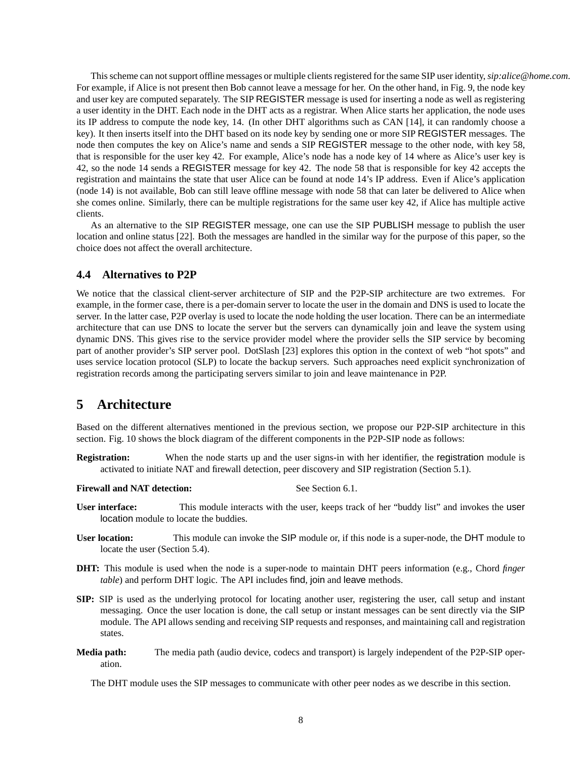This scheme can not support offline messages or multiple clients registered for the same SIP user identity, *sip:alice@home.com*. For example, if Alice is not present then Bob cannot leave a message for her. On the other hand, in Fig. 9, the node key and user key are computed separately. The SIP REGISTER message is used for inserting a node as well as registering a user identity in the DHT. Each node in the DHT acts as a registrar. When Alice starts her application, the node uses its IP address to compute the node key, 14. (In other DHT algorithms such as CAN [14], it can randomly choose a key). It then inserts itself into the DHT based on its node key by sending one or more SIP REGISTER messages. The node then computes the key on Alice's name and sends a SIP REGISTER message to the other node, with key 58, that is responsible for the user key 42. For example, Alice's node has a node key of 14 where as Alice's user key is 42, so the node 14 sends a REGISTER message for key 42. The node 58 that is responsible for key 42 accepts the registration and maintains the state that user Alice can be found at node 14's IP address. Even if Alice's application (node 14) is not available, Bob can still leave offline message with node 58 that can later be delivered to Alice when she comes online. Similarly, there can be multiple registrations for the same user key 42, if Alice has multiple active clients.

As an alternative to the SIP REGISTER message, one can use the SIP PUBLISH message to publish the user location and online status [22]. Both the messages are handled in the similar way for the purpose of this paper, so the choice does not affect the overall architecture.

### 4.4 Alternatives to P2P

We notice that the classical client-server architecture of SIP and the P2P-SIP architecture are two extremes. For example, in the former case, there is a per-domain server to locate the user in the domain and DNS is used to locate the server. In the latter case, P2P overlay is used to locate the node holding the user location. There can be an intermediate architecture that can use DNS to locate the server but the servers can dynamically join and leave the system using dynamic DNS. This gives rise to the service provider model where the provider sells the SIP service by becoming part of another provider's SIP server pool. DotSlash [23] explores this option in the context of web "hot spots" and uses service location protocol (SLP) to locate the backup servers. Such approaches need explicit synchronization of registration records among the participating servers similar to join and leave maintenance in P2P.

## 5 Architecture

Based on the different alternatives mentioned in the previous section, we propose our P2P-SIP architecture in this section. Fig. 10 shows the block diagram of the different components in the P2P-SIP node as follows:

**Registration:** When the node starts up and the user signs-in with her identifier, the registration module is activated to initiate NAT and firewall detection, peer discovery and SIP registration (Section 5.1).

**Firewall and NAT detection:** See Section 6.1.

**User interface:** This module interacts with the user, keeps track of her "buddy list" and invokes the user location module to locate the buddies.

**User location:** This module can invoke the SIP module or, if this node is a super-node, the DHT module to locate the user (Section 5.4).

**DHT:** This module is used when the node is a super-node to maintain DHT peers information (e.g., Chord *finger table*) and perform DHT logic. The API includes find, join and leave methods.

**SIP:** SIP is used as the underlying protocol for locating another user, registering the user, call setup and instant messaging. Once the user location is done, the call setup or instant messages can be sent directly via the SIP module. The API allows sending and receiving SIP requests and responses, and maintaining call and registration states.

**Media path:** The media path (audio device, codecs and transport) is largely independent of the P2P-SIP operation.

The DHT module uses the SIP messages to communicate with other peer nodes as we describe in this section.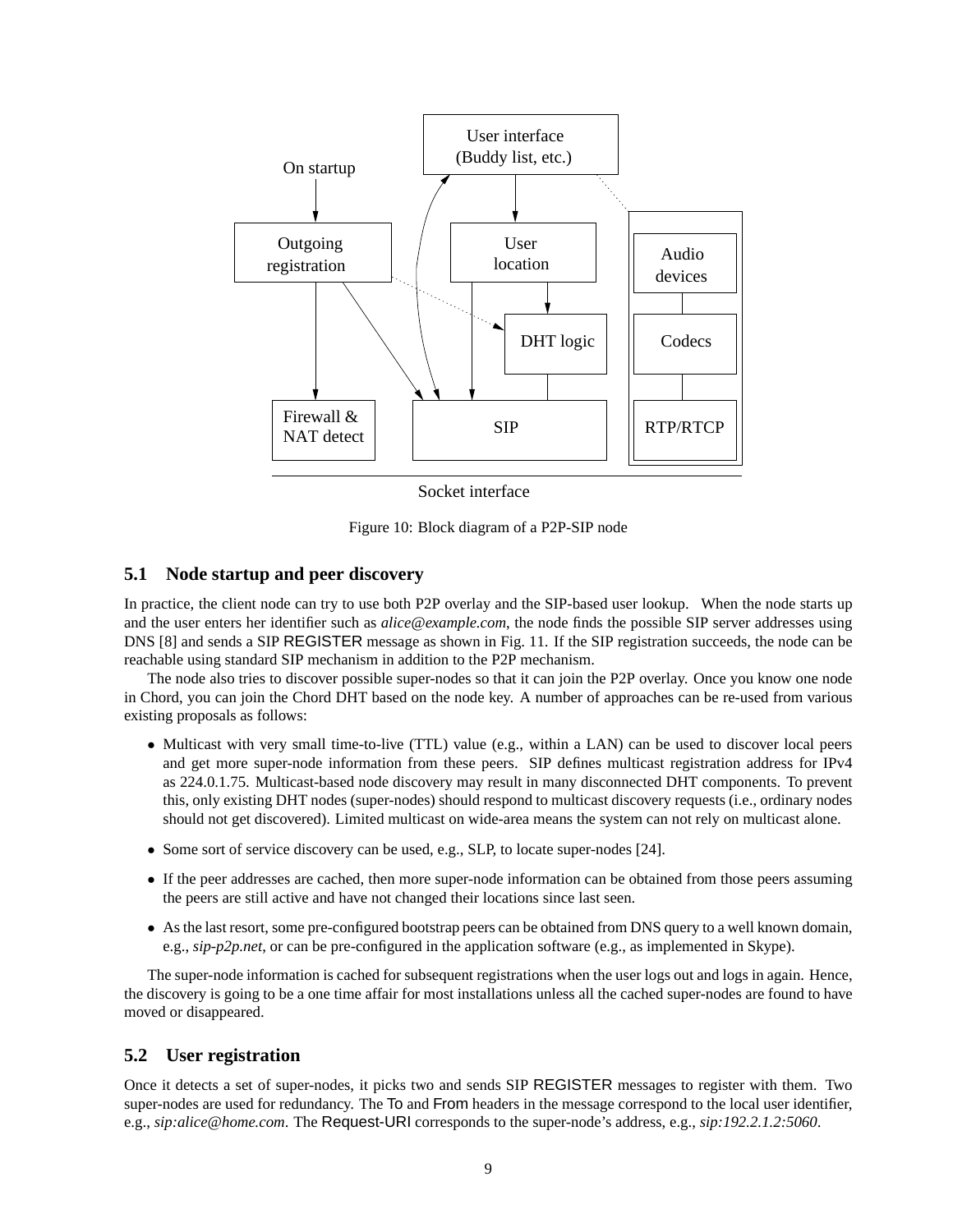Figure 10: Block diagram of a P2P-SIP node

## 5.1 Node startup and peer discovery

In practice, the client node can try to use both P2P overlay and the SIP-based user lookup. When the node starts up and the user enters her identifier such as *alice@example.com*, the node finds the possible SIP server addresses using DNS [8] and sends a SIP REGISTER message as shown in Fig. 11. If the SIP registration succeeds, the node can be reachable using standard SIP mechanism in addition to the P2P mechanism.

The node also tries to discover possible super-nodes so that it can join the P2P overlay. Once you know one node in Chord, you can join the Chord DHT based on the node key. A number of approaches can be re-used from various existing proposals as follows:

- Multicast with very small time-to-live (TTL) value (e.g., within a LAN) can be used to discover local peers and get more super-node information from these peers. SIP defines multicast registration address for IPv4 as 224.0.1.75. Multicast-based node discovery may result in many disconnected DHT components. To prevent this, only existing DHT nodes (super-nodes) should respond to multicast discovery requests (i.e., ordinary nodes should not get discovered). Limited multicast on wide-area means the system can not rely on multicast alone.
- Some sort of service discovery can be used, e.g., SLP, to locate super-nodes [24].
- If the peer addresses are cached, then more super-node information can be obtained from those peers assuming the peers are still active and have not changed their locations since last seen.
- As the last resort, some pre-configured bootstrap peers can be obtained from DNS query to a well known domain, e.g., *sip-p2p.net*, or can be pre-configured in the application software (e.g., as implemented in Skype).

The super-node information is cached for subsequent registrations when the user logs out and logs in again. Hence, the discovery is going to be a one time affair for most installations unless all the cached super-nodes are found to have moved or disappeared.

## 5.2 User registration

Once it detects a set of super-nodes, it picks two and sends SIP REGISTER messages to register with them. Two super-nodes are used for redundancy. The To and From headers in the message correspond to the local user identifier, e.g., *sip:alice@home.com*. The Request-URI corresponds to the super-node's address, e.g., *sip:192.2.1.2:5060*.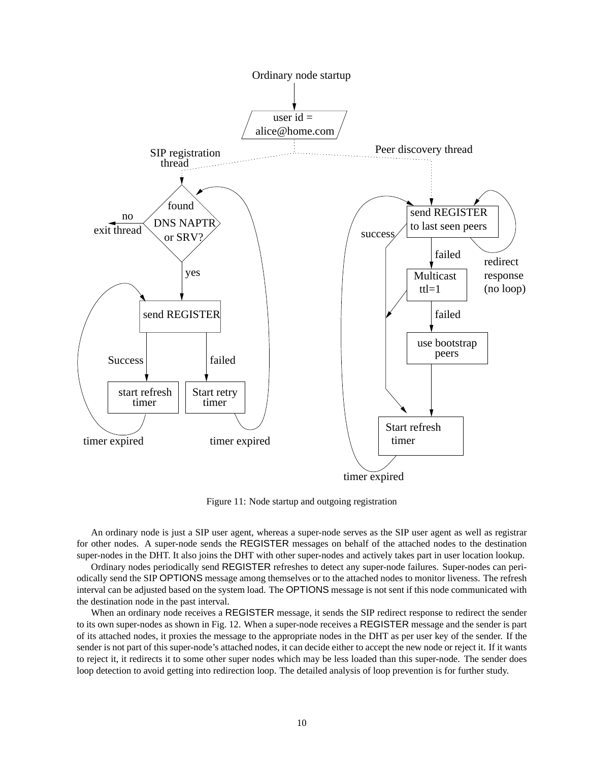Figure 11: Node startup and outgoing registration

An ordinary node is just a SIP user agent, whereas a super-node serves as the SIP user agent as well as registrar for other nodes. A super-node sends the REGISTER messages on behalf of the attached nodes to the destination super-nodes in the DHT. It also joins the DHT with other super-nodes and actively takes part in user location lookup.

Ordinary nodes periodically send REGISTER refreshes to detect any super-node failures. Super-nodes can periodically send the SIP OPTIONS message among themselves or to the attached nodes to monitor liveness. The refresh interval can be adjusted based on the system load. The OPTIONS message is not sent if this node communicated with the destination node in the past interval.

When an ordinary node receives a REGISTER message, it sends the SIP redirect response to redirect the sender to its own super-nodes as shown in Fig. 12. When a super-node receives a REGISTER message and the sender is part of its attached nodes, it proxies the message to the appropriate nodes in the DHT as per user key of the sender. If the sender is not part of this super-node's attached nodes, it can decide either to accept the new node or reject it. If it wants to reject it, it redirects it to some other super nodes which may be less loaded than this super-node. The sender does loop detection to avoid getting into redirection loop. The detailed analysis of loop prevention is for further study.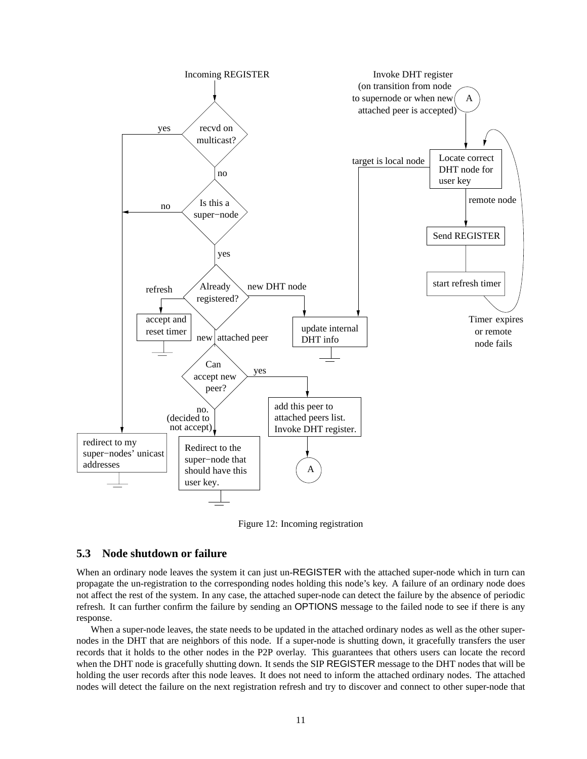Figure 12: Incoming registration

### 5.3 Node shutdown or failure

When an ordinary node leaves the system it can just un-REGISTER with the attached super-node which in turn can propagate the un-registration to the corresponding nodes holding this node's key. A failure of an ordinary node does not affect the rest of the system. In any case, the attached super-node can detect the failure by the absence of periodic refresh. It can further confirm the failure by sending an OPTIONS message to the failed node to see if there is any response.

When a super-node leaves, the state needs to be updated in the attached ordinary nodes as well as the other super-nodes in the DHT that are neighbors of this node. If a super-node is shutting down, it gracefully transfers the user records that it holds to the other nodes in the P2P overlay. This guarantees that others users can locate the record when the DHT node is gracefully shutting down. It sends the SIP REGISTER message to the DHT nodes that will be holding the user records after this node leaves. It does not need to inform the attached ordinary nodes. The attached nodes will detect the failure on the next registration refresh and try to discover and connect to other super-node that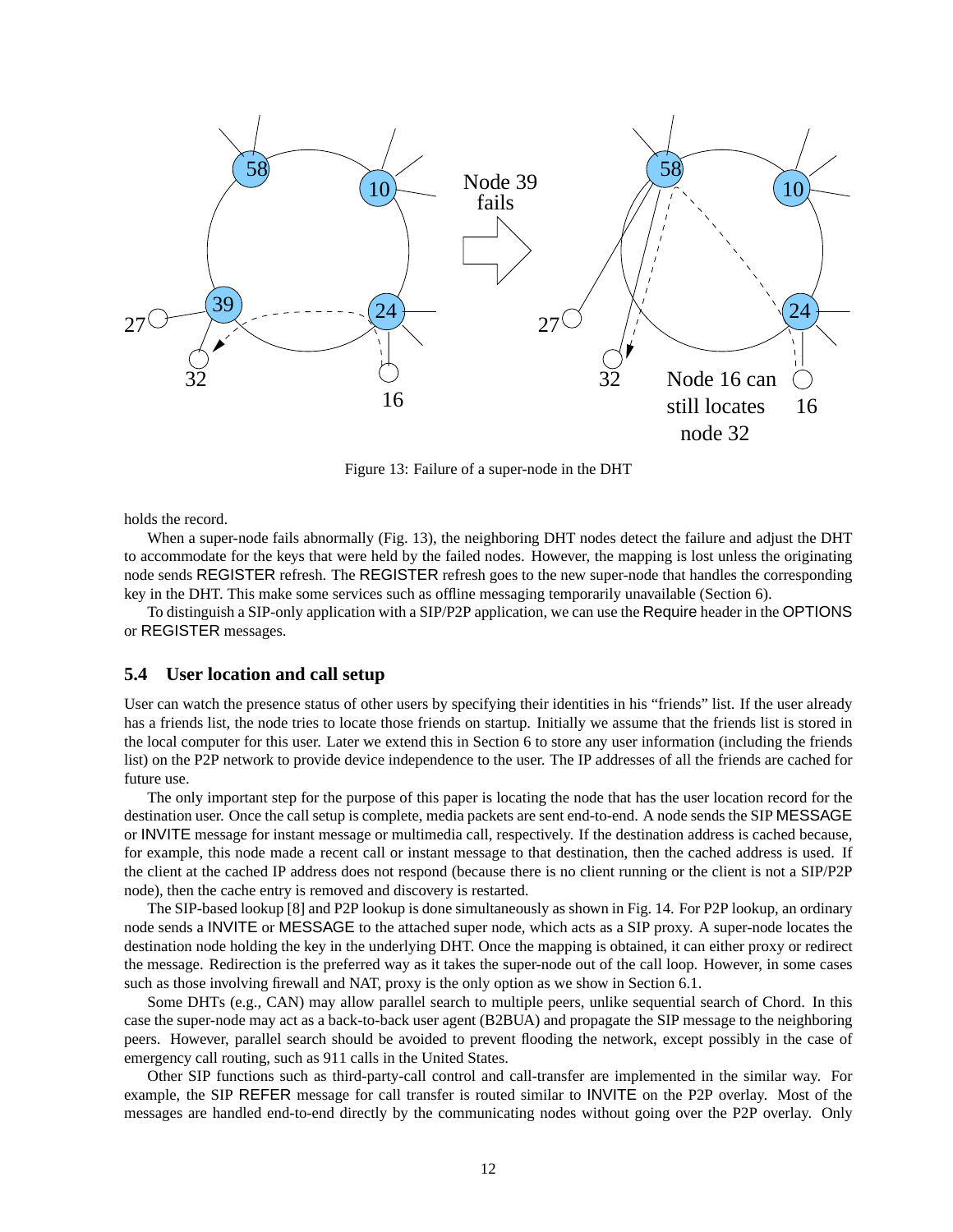Figure 13: Failure of a super-node in the DHT

holds the record.

When a super-node fails abnormally (Fig. 13), the neighboring DHT nodes detect the failure and adjust the DHT to accommodate for the keys that were held by the failed nodes. However, the mapping is lost unless the originating node sends REGISTER refresh. The REGISTER refresh goes to the new super-node that handles the corresponding key in the DHT. This make some services such as offline messaging temporarily unavailable (Section 6).

To distinguish a SIP-only application with a SIP/P2P application, we can use the Require header in the OPTIONS or REGISTER messages.

## 5.4 User location and call setup

User can watch the presence status of other users by specifying their identities in his "friends" list. If the user already has a friends list, the node tries to locate those friends on startup. Initially we assume that the friends list is stored in the local computer for this user. Later we extend this in Section 6 to store any user information (including the friends list) on the P2P network to provide device independence to the user. The IP addresses of all the friends are cached for future use.

The only important step for the purpose of this paper is locating the node that has the user location record for the destination user. Once the call setup is complete, media packets are sent end-to-end. A node sends the SIP MESSAGE or INVITE message for instant message or multimedia call, respectively. If the destination address is cached because, for example, this node made a recent call or instant message to that destination, then the cached address is used. If the client at the cached IP address does not respond (because there is no client running or the client is not a SIP/P2P node), then the cache entry is removed and discovery is restarted.

The SIP-based lookup [8] and P2P lookup is done simultaneously as shown in Fig. 14. For P2P lookup, an ordinary node sends a INVITE or MESSAGE to the attached super node, which acts as a SIP proxy. A super-node locates the destination node holding the key in the underlying DHT. Once the mapping is obtained, it can either proxy or redirect the message. Redirection is the preferred way as it takes the super-node out of the call loop. However, in some cases such as those involving firewall and NAT, proxy is the only option as we show in Section 6.1.

Some DHTs (e.g., CAN) may allow parallel search to multiple peers, unlike sequential search of Chord. In this case the super-node may act as a back-to-back user agent (B2BUA) and propagate the SIP message to the neighboring peers. However, parallel search should be avoided to prevent flooding the network, except possibly in the case of emergency call routing, such as 911 calls in the United States.

Other SIP functions such as third-party-call control and call-transfer are implemented in the similar way. For example, the SIP REFER message for call transfer is routed similar to INVITE on the P2P overlay. Most of the messages are handled end-to-end directly by the communicating nodes without going over the P2P overlay. Only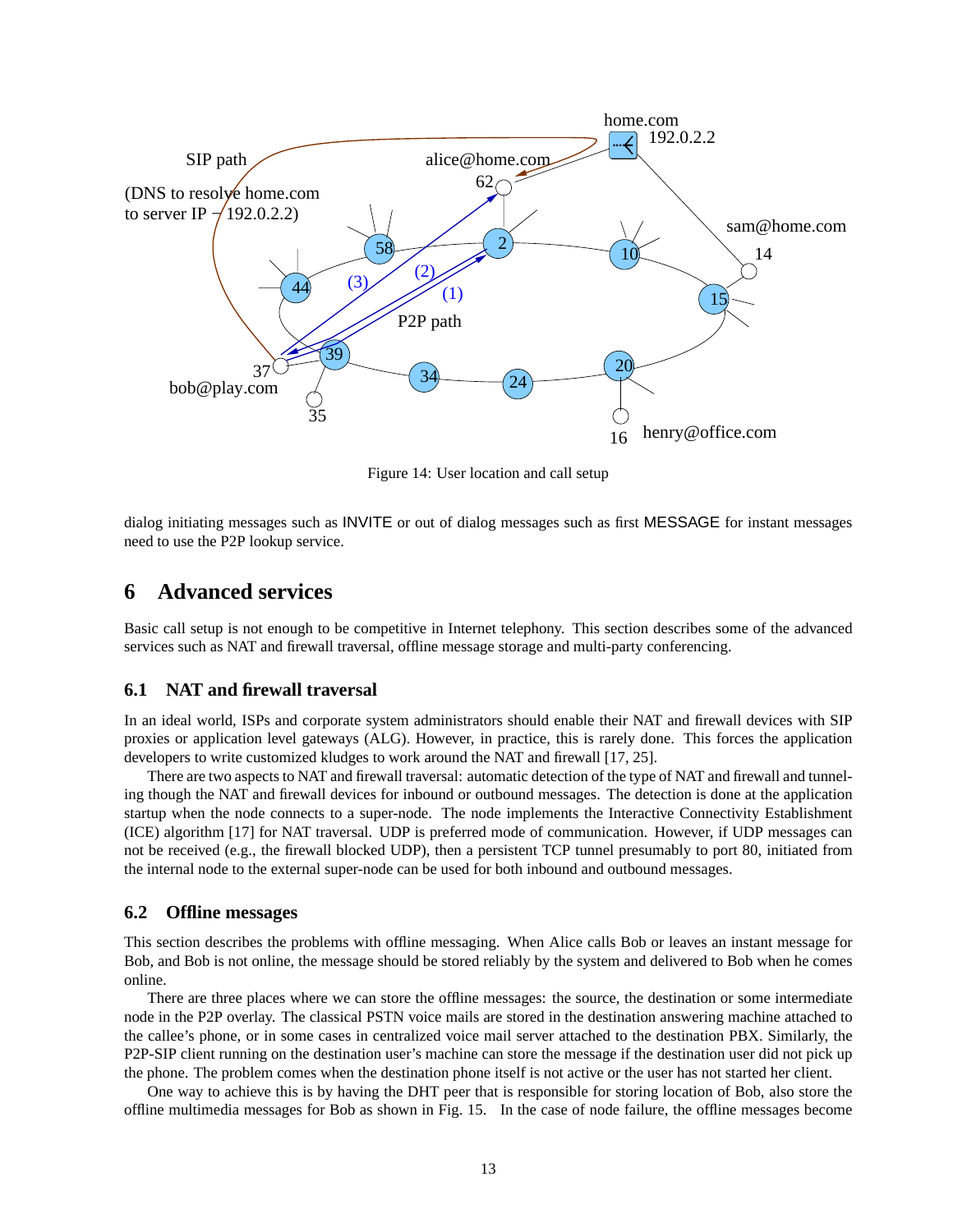Figure 14: User location and call setup

dialog initiating messages such as INVITE or out of dialog messages such as first MESSAGE for instant messages need to use the P2P lookup service.

# 6 Advanced services

Basic call setup is not enough to be competitive in Internet telephony. This section describes some of the advanced services such as NAT and firewall traversal, offline message storage and multi-party conferencing.

## 6.1 NAT and firewall traversal

In an ideal world, ISPs and corporate system administrators should enable their NAT and firewall devices with SIP proxies or application level gateways (ALG). However, in practice, this is rarely done. This forces the application developers to write customized kludges to work around the NAT and firewall [17, 25].

There are two aspects to NAT and firewall traversal: automatic detection of the type of NAT and firewall and tunneling though the NAT and firewall devices for inbound or outbound messages. The detection is done at the application startup when the node connects to a super-node. The node implements the Interactive Connectivity Establishment (ICE) algorithm [17] for NAT traversal. UDP is preferred mode of communication. However, if UDP messages can not be received (e.g., the firewall blocked UDP), then a persistent TCP tunnel presumably to port 80, initiated from the internal node to the external super-node can be used for both inbound and outbound messages.

## 6.2 Offline messages

This section describes the problems with offline messaging. When Alice calls Bob or leaves an instant message for Bob, and Bob is not online, the message should be stored reliably by the system and delivered to Bob when he comes online.

There are three places where we can store the offline messages: the source, the destination or some intermediate node in the P2P overlay. The classical PSTN voice mails are stored in the destination answering machine attached to the callee's phone, or in some cases in centralized voice mail server attached to the destination PBX. Similarly, the P2P-SIP client running on the destination user's machine can store the message if the destination user did not pick up the phone. The problem comes when the destination phone itself is not active or the user has not started her client.

One way to achieve this is by having the DHT peer that is responsible for storing location of Bob, also store the offline multimedia messages for Bob as shown in Fig. 15. In the case of node failure, the offline messages become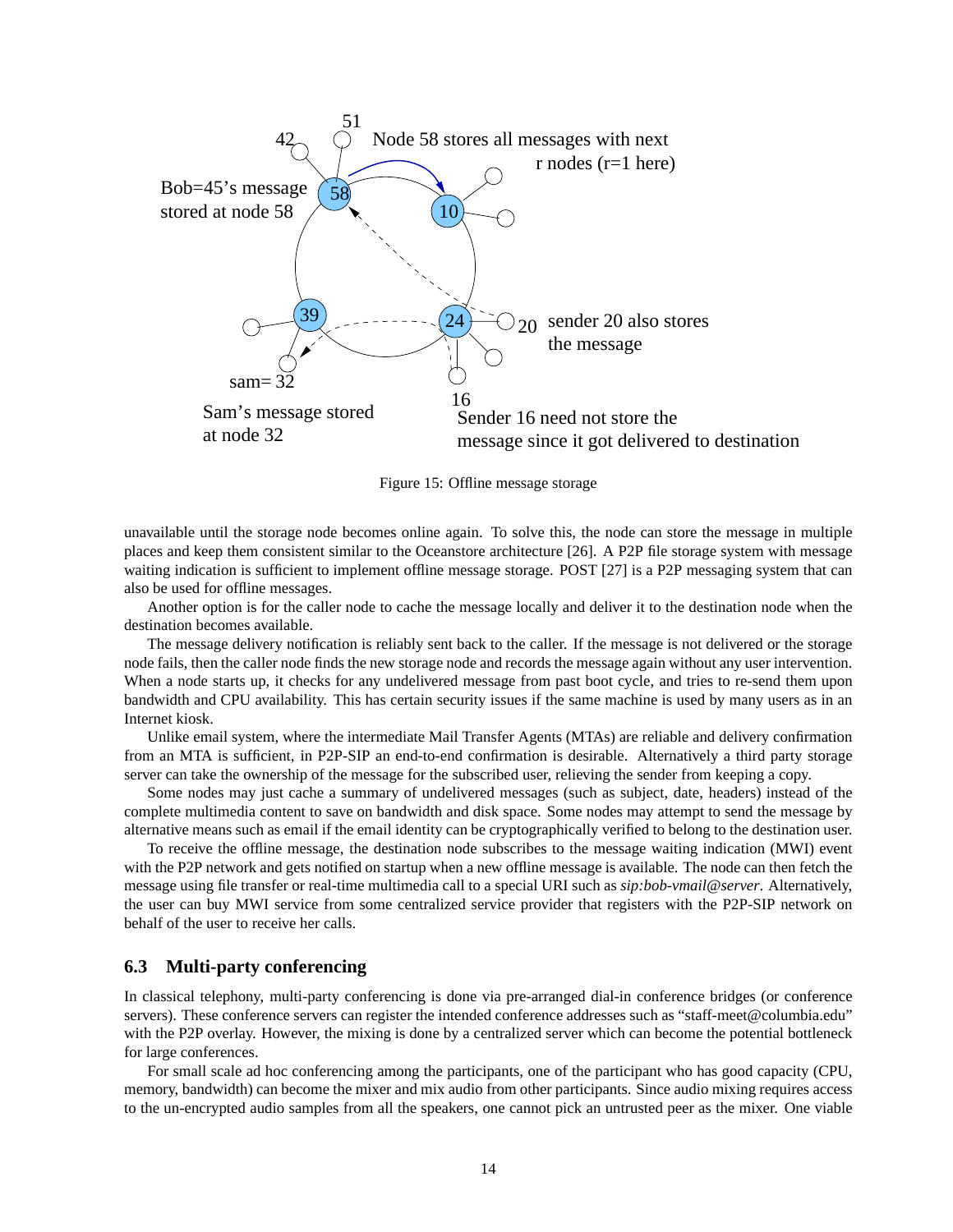Figure 15: Offline message storage

unavailable until the storage node becomes online again. To solve this, the node can store the message in multiple places and keep them consistent similar to the Oceanstore architecture [26]. A P2P file storage system with message waiting indication is sufficient to implement offline message storage. POST [27] is a P2P messaging system that can also be used for offline messages.

Another option is for the caller node to cache the message locally and deliver it to the destination node when the destination becomes available.

The message delivery notification is reliably sent back to the caller. If the message is not delivered or the storage node fails, then the caller node finds the new storage node and records the message again without any user intervention. When a node starts up, it checks for any undelivered message from past boot cycle, and tries to re-send them upon bandwidth and CPU availability. This has certain security issues if the same machine is used by many users as in an Internet kiosk.

Unlike email system, where the intermediate Mail Transfer Agents (MTAs) are reliable and delivery confirmation from an MTA is sufficient, in P2P-SIP an end-to-end confirmation is desirable. Alternatively a third party storage server can take the ownership of the message for the subscribed user, relieving the sender from keeping a copy.

Some nodes may just cache a summary of undelivered messages (such as subject, date, headers) instead of the complete multimedia content to save on bandwidth and disk space. Some nodes may attempt to send the message by alternative means such as email if the email identity can be cryptographically verified to belong to the destination user.

To receive the offline message, the destination node subscribes to the message waiting indication (MWI) event with the P2P network and gets notified on startup when a new offline message is available. The node can then fetch the message using file transfer or real-time multimedia call to a special URI such as *sip:bob-vmail@server*. Alternatively, the user can buy MWI service from some centralized service provider that registers with the P2P-SIP network on behalf of the user to receive her calls.

### 6.3 Multi-party conferencing

In classical telephony, multi-party conferencing is done via pre-arranged dial-in conference bridges (or conference servers). These conference servers can register the intended conference addresses such as "staff-meet@columbia.edu" with the P2P overlay. However, the mixing is done by a centralized server which can become the potential bottleneck for large conferences.

For small scale ad hoc conferencing among the participants, one of the participant who has good capacity (CPU, memory, bandwidth) can become the mixer and mix audio from other participants. Since audio mixing requires access to the un-encrypted audio samples from all the speakers, one cannot pick an untrusted peer as the mixer. One viable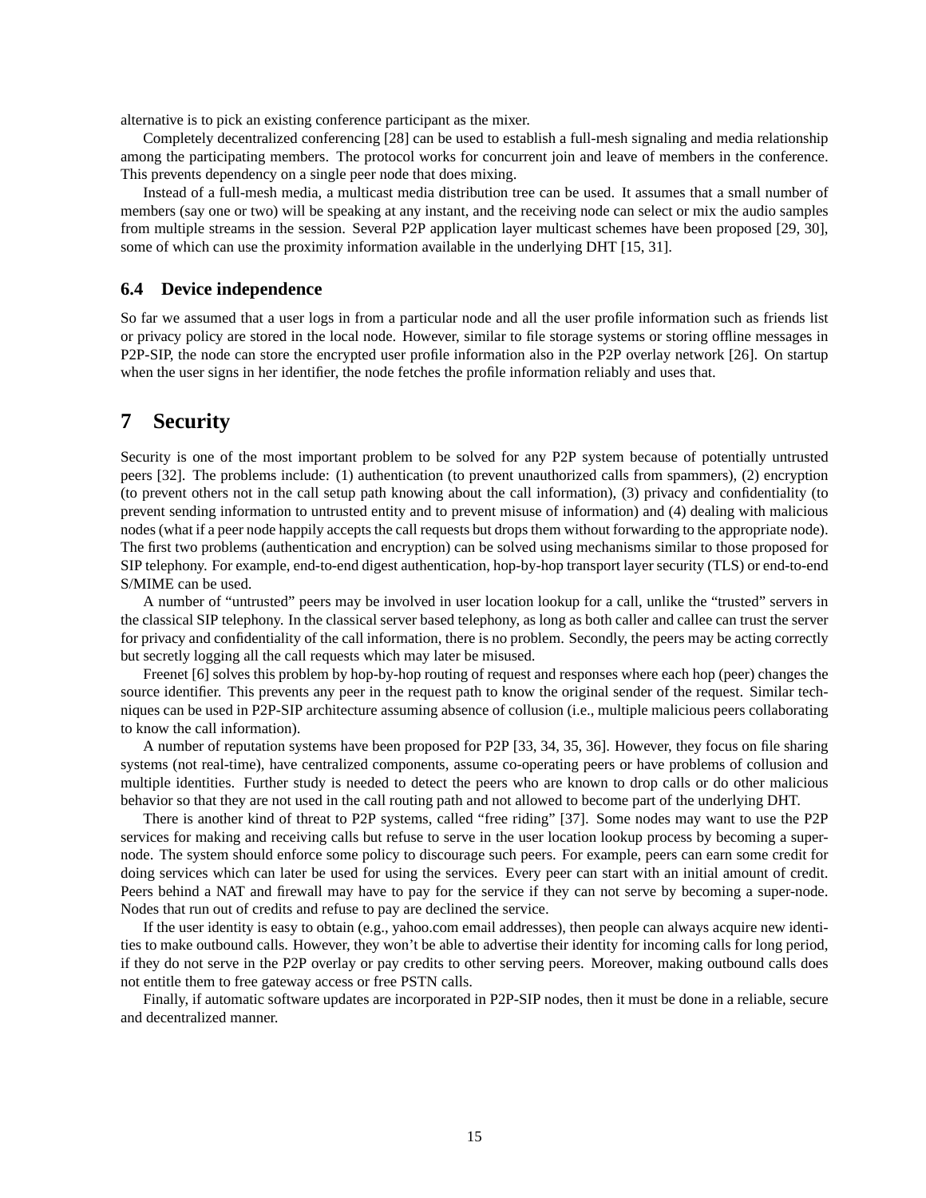alternative is to pick an existing conference participant as the mixer.

Completely decentralized conferencing [28] can be used to establish a full-mesh signaling and media relationship among the participating members. The protocol works for concurrent join and leave of members in the conference. This prevents dependency on a single peer node that does mixing.

Instead of a full-mesh media, a multicast media distribution tree can be used. It assumes that a small number of members (say one or two) will be speaking at any instant, and the receiving node can select or mix the audio samples from multiple streams in the session. Several P2P application layer multicast schemes have been proposed [29, 30], some of which can use the proximity information available in the underlying DHT [15, 31].

### 6.4 Device independence

So far we assumed that a user logs in from a particular node and all the user profile information such as friends list or privacy policy are stored in the local node. However, similar to file storage systems or storing offline messages in P2P-SIP, the node can store the encrypted user profile information also in the P2P overlay network [26]. On startup when the user signs in her identifier, the node fetches the profile information reliably and uses that.

## 7 Security

Security is one of the most important problem to be solved for any P2P system because of potentially untrusted peers [32]. The problems include: (1) authentication (to prevent unauthorized calls from spammers), (2) encryption (to prevent others not in the call setup path knowing about the call information), (3) privacy and confidentiality (to prevent sending information to untrusted entity and to prevent misuse of information) and (4) dealing with malicious nodes (what if a peer node happily accepts the call requests but drops them without forwarding to the appropriate node). The first two problems (authentication and encryption) can be solved using mechanisms similar to those proposed for SIP telephony. For example, end-to-end digest authentication, hop-by-hop transport layer security (TLS) or end-to-end S/MIME can be used.

A number of "untrusted" peers may be involved in user location lookup for a call, unlike the "trusted" servers in the classical SIP telephony. In the classical server based telephony, as long as both caller and callee can trust the server for privacy and confidentiality of the call information, there is no problem. Secondly, the peers may be acting correctly but secretly logging all the call requests which may later be misused.

Freenet [6] solves this problem by hop-by-hop routing of request and responses where each hop (peer) changes the source identifier. This prevents any peer in the request path to know the original sender of the request. Similar techniques can be used in P2P-SIP architecture assuming absence of collusion (i.e., multiple malicious peers collaborating to know the call information).

A number of reputation systems have been proposed for P2P [33, 34, 35, 36]. However, they focus on file sharing systems (not real-time), have centralized components, assume co-operating peers or have problems of collusion and multiple identities. Further study is needed to detect the peers who are known to drop calls or do other malicious behavior so that they are not used in the call routing path and not allowed to become part of the underlying DHT.

There is another kind of threat to P2P systems, called "free riding" [37]. Some nodes may want to use the P2P services for making and receiving calls but refuse to serve in the user location lookup process by becoming a super-node. The system should enforce some policy to discourage such peers. For example, peers can earn some credit for doing services which can later be used for using the services. Every peer can start with an initial amount of credit. Peers behind a NAT and firewall may have to pay for the service if they can not serve by becoming a super-node. Nodes that run out of credits and refuse to pay are declined the service.

If the user identity is easy to obtain (e.g., yahoo.com email addresses), then people can always acquire new identities to make outbound calls. However, they won't be able to advertise their identity for incoming calls for long period, if they do not serve in the P2P overlay or pay credits to other serving peers. Moreover, making outbound calls does not entitle them to free gateway access or free PSTN calls.

Finally, if automatic software updates are incorporated in P2P-SIP nodes, then it must be done in a reliable, secure and decentralized manner.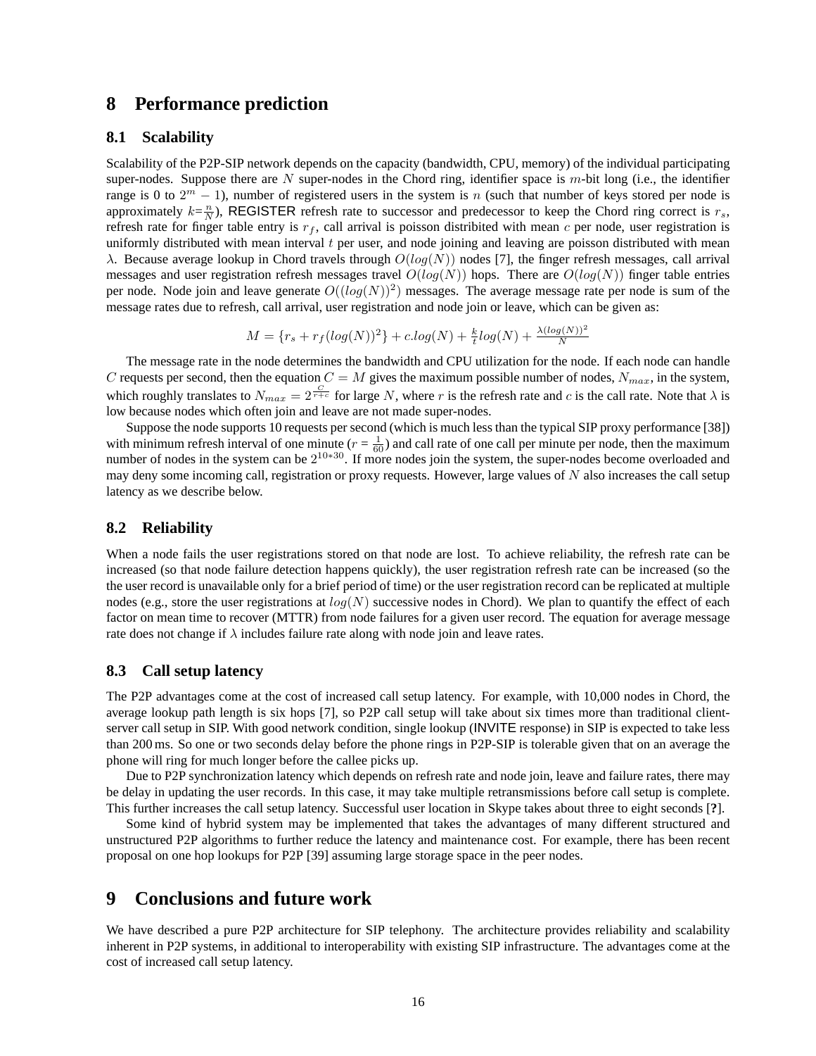# 8 Performance prediction

## 8.1 Scalability

Scalability of the P2P-SIP network depends on the capacity (bandwidth, CPU, memory) of the individual participating super-nodes. Suppose there are $N$ super-nodes in the Chord ring, identifier space is $m$-bit long (i.e., the identifier range is 0 to $2^m - 1$), number of registered users in the system is $n$ (such that number of keys stored per node is approximately $k=\frac{n}{N}$), REGISTER refresh rate to successor and predecessor to keep the Chord ring correct is $r_s$, refresh rate for finger table entry is $r_f$, call arrival is poisson distribited with mean $c$ per node, user registration is uniformly distributed with mean interval $t$ per user, and node joining and leaving are poisson distributed with mean $\lambda$. Because average lookup in Chord travels through $O(log(N))$ nodes [7], the finger refresh messages, call arrival messages and user registration refresh messages travel $O(log(N))$ hops. There are $O(log(N))$ finger table entries per node. Node join and leave generate $O((log(N))^2)$ messages. The average message rate per node is sum of the message rates due to refresh, call arrival, user registration and node join or leave, which can be given as:

$$M = \{r_s + r_f(log(N))^2\} + c.log(N) + \frac{k}{t}log(N) + \frac{\lambda(log(N))^2}{N}$$

The message rate in the node determines the bandwidth and CPU utilization for the node. If each node can handle $C$ requests per second, then the equation $C = M$ gives the maximum possible number of nodes, $N_{max}$, in the system, which roughly translates to $N_{max} = 2^{\frac{C}{r+c}}$ for large $N$, where $r$ is the refresh rate and $c$ is the call rate. Note that $\lambda$ is low because nodes which often join and leave are not made super-nodes.

Suppose the node supports 10 requests per second (which is much less than the typical SIP proxy performance [38]) with minimum refresh interval of one minute ($r = \frac{1}{60}$) and call rate of one call per minute per node, then the maximum number of nodes in the system can be $2^{10*30}$. If more nodes join the system, the super-nodes become overloaded and may deny some incoming call, registration or proxy requests. However, large values of $N$ also increases the call setup latency as we describe below.

## 8.2 Reliability

When a node fails the user registrations stored on that node are lost. To achieve reliability, the refresh rate can be increased (so that node failure detection happens quickly), the user registration refresh rate can be increased (so the the user record is unavailable only for a brief period of time) or the user registration record can be replicated at multiple nodes (e.g., store the user registrations at $log(N)$ successive nodes in Chord). We plan to quantify the effect of each factor on mean time to recover (MTTR) from node failures for a given user record. The equation for average message rate does not change if $\lambda$ includes failure rate along with node join and leave rates.

## 8.3 Call setup latency

The P2P advantages come at the cost of increased call setup latency. For example, with 10,000 nodes in Chord, the average lookup path length is six hops [7], so P2P call setup will take about six times more than traditional client-server call setup in SIP. With good network condition, single lookup (INVITE response) in SIP is expected to take less than 200 ms. So one or two seconds delay before the phone rings in P2P-SIP is tolerable given that on an average the phone will ring for much longer before the callee picks up.

Due to P2P synchronization latency which depends on refresh rate and node join, leave and failure rates, there may be delay in updating the user records. In this case, it may take multiple retransmissions before call setup is complete. This further increases the call setup latency. Successful user location in Skype takes about three to eight seconds [**?**].

Some kind of hybrid system may be implemented that takes the advantages of many different structured and unstructured P2P algorithms to further reduce the latency and maintenance cost. For example, there has been recent proposal on one hop lookups for P2P [39] assuming large storage space in the peer nodes.

# 9 Conclusions and future work

We have described a pure P2P architecture for SIP telephony. The architecture provides reliability and scalability inherent in P2P systems, in additional to interoperability with existing SIP infrastructure. The advantages come at the cost of increased call setup latency.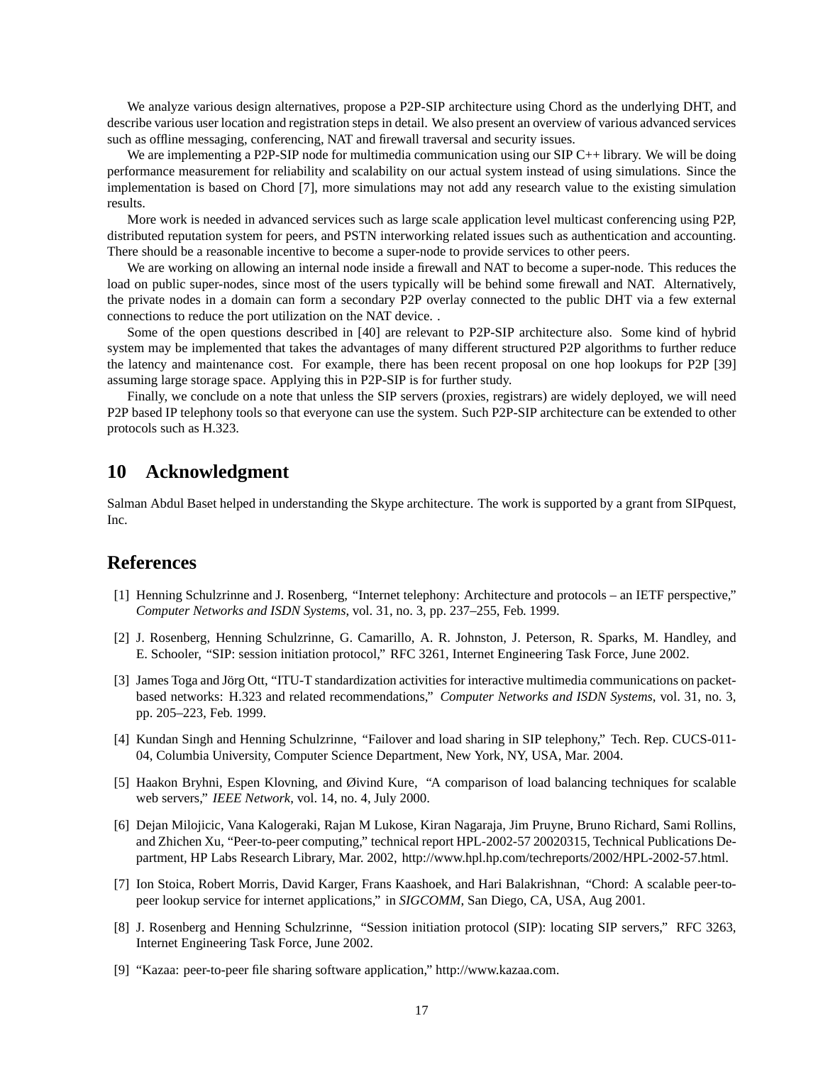We analyze various design alternatives, propose a P2P-SIP architecture using Chord as the underlying DHT, and describe various user location and registration steps in detail. We also present an overview of various advanced services such as offline messaging, conferencing, NAT and firewall traversal and security issues.

We are implementing a P2P-SIP node for multimedia communication using our SIP C++ library. We will be doing performance measurement for reliability and scalability on our actual system instead of using simulations. Since the implementation is based on Chord [7], more simulations may not add any research value to the existing simulation results.

More work is needed in advanced services such as large scale application level multicast conferencing using P2P, distributed reputation system for peers, and PSTN interworking related issues such as authentication and accounting. There should be a reasonable incentive to become a super-node to provide services to other peers.

We are working on allowing an internal node inside a firewall and NAT to become a super-node. This reduces the load on public super-nodes, since most of the users typically will be behind some firewall and NAT. Alternatively, the private nodes in a domain can form a secondary P2P overlay connected to the public DHT via a few external connections to reduce the port utilization on the NAT device. .

Some of the open questions described in [40] are relevant to P2P-SIP architecture also. Some kind of hybrid system may be implemented that takes the advantages of many different structured P2P algorithms to further reduce the latency and maintenance cost. For example, there has been recent proposal on one hop lookups for P2P [39] assuming large storage space. Applying this in P2P-SIP is for further study.

Finally, we conclude on a note that unless the SIP servers (proxies, registrars) are widely deployed, we will need P2P based IP telephony tools so that everyone can use the system. Such P2P-SIP architecture can be extended to other protocols such as H.323.

## 10 Acknowledgment

Salman Abdul Baset helped in understanding the Skype architecture. The work is supported by a grant from SIPquest, Inc.

## References

[1] Henning Schulzrinne and J. Rosenberg, "Internet telephony: Architecture and protocols – an IETF perspective," *Computer Networks and ISDN Systems*, vol. 31, no. 3, pp. 237–255, Feb. 1999.

[2] J. Rosenberg, Henning Schulzrinne, G. Camarillo, A. R. Johnston, J. Peterson, R. Sparks, M. Handley, and E. Schooler, "SIP: session initiation protocol," RFC 3261, Internet Engineering Task Force, June 2002.

[3] James Toga and Jörg Ott, "ITU-T standardization activities for interactive multimedia communications on packet-based networks: H.323 and related recommendations," *Computer Networks and ISDN Systems*, vol. 31, no. 3, pp. 205–223, Feb. 1999.

[4] Kundan Singh and Henning Schulzrinne, "Failover and load sharing in SIP telephony," Tech. Rep. CUCS-011-04, Columbia University, Computer Science Department, New York, NY, USA, Mar. 2004.

[5] Haakon Bryhni, Espen Klovning, and Øivind Kure, "A comparison of load balancing techniques for scalable web servers," *IEEE Network*, vol. 14, no. 4, July 2000.

[6] Dejan Milojicic, Vana Kalogeraki, Rajan M Lukose, Kiran Nagaraja, Jim Pruyne, Bruno Richard, Sami Rollins, and Zhichen Xu, "Peer-to-peer computing," technical report HPL-2002-57 20020315, Technical Publications Department, HP Labs Research Library, Mar. 2002, http://www.hpl.hp.com/techreports/2002/HPL-2002-57.html.

[7] Ion Stoica, Robert Morris, David Karger, Frans Kaashoek, and Hari Balakrishnan, "Chord: A scalable peer-to-peer lookup service for internet applications," in *SIGCOMM*, San Diego, CA, USA, Aug 2001.

[8] J. Rosenberg and Henning Schulzrinne, "Session initiation protocol (SIP): locating SIP servers," RFC 3263, Internet Engineering Task Force, June 2002.

[9] "Kazaa: peer-to-peer file sharing software application," http://www.kazaa.com.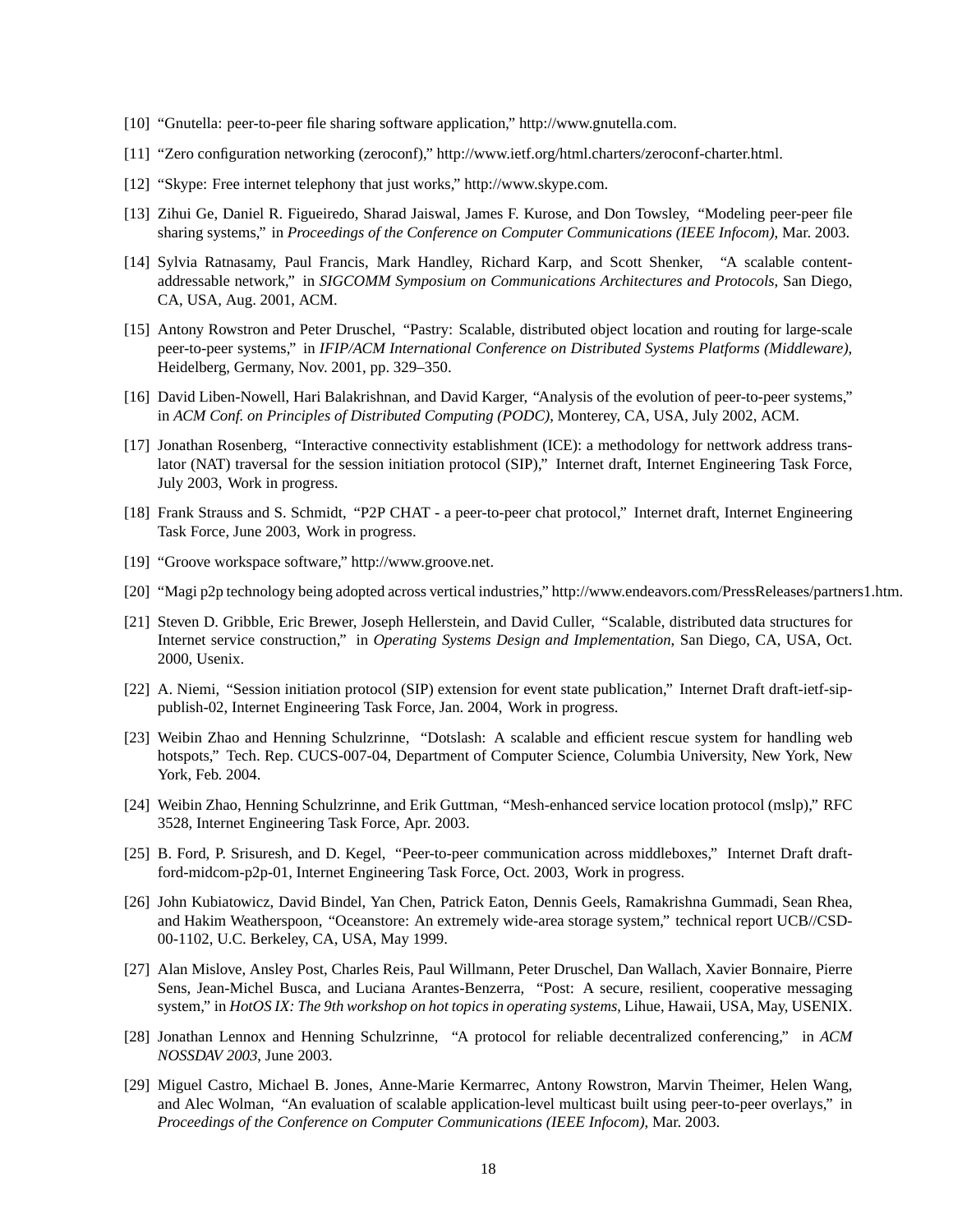[10] "Gnutella: peer-to-peer file sharing software application," http://www.gnutella.com.

[11] "Zero configuration networking (zeroconf)," http://www.ietf.org/html.charters/zeroconf-charter.html.

[12] "Skype: Free internet telephony that just works," http://www.skype.com.

[13] Zihui Ge, Daniel R. Figueiredo, Sharad Jaiswal, James F. Kurose, and Don Towsley, "Modeling peer-peer file sharing systems," in *Proceedings of the Conference on Computer Communications (IEEE Infocom)*, Mar. 2003.

[14] Sylvia Ratnasamy, Paul Francis, Mark Handley, Richard Karp, and Scott Shenker, "A scalable content-addressable network," in *SIGCOMM Symposium on Communications Architectures and Protocols*, San Diego, CA, USA, Aug. 2001, ACM.

[15] Antony Rowstron and Peter Druschel, "Pastry: Scalable, distributed object location and routing for large-scale peer-to-peer systems," in *IFIP/ACM International Conference on Distributed Systems Platforms (Middleware)*, Heidelberg, Germany, Nov. 2001, pp. 329–350.

[16] David Liben-Nowell, Hari Balakrishnan, and David Karger, "Analysis of the evolution of peer-to-peer systems," in *ACM Conf. on Principles of Distributed Computing (PODC)*, Monterey, CA, USA, July 2002, ACM.

[17] Jonathan Rosenberg, "Interactive connectivity establishment (ICE): a methodology for nettwork address translator (NAT) traversal for the session initiation protocol (SIP)," Internet draft, Internet Engineering Task Force, July 2003, Work in progress.

[18] Frank Strauss and S. Schmidt, "P2P CHAT - a peer-to-peer chat protocol," Internet draft, Internet Engineering Task Force, June 2003, Work in progress.

[19] "Groove workspace software," http://www.groove.net.

[20] "Magi p2p technology being adopted across vertical industries," http://www.endeavors.com/PressReleases/partners1.htm.

[21] Steven D. Gribble, Eric Brewer, Joseph Hellerstein, and David Culler, "Scalable, distributed data structures for Internet service construction," in *Operating Systems Design and Implementation*, San Diego, CA, USA, Oct. 2000, Usenix.

[22] A. Niemi, "Session initiation protocol (SIP) extension for event state publication," Internet Draft draft-ietf-sip-publish-02, Internet Engineering Task Force, Jan. 2004, Work in progress.

[23] Weibin Zhao and Henning Schulzrinne, "Dotslash: A scalable and efficient rescue system for handling web hotspots," Tech. Rep. CUCS-007-04, Department of Computer Science, Columbia University, New York, New York, Feb. 2004.

[24] Weibin Zhao, Henning Schulzrinne, and Erik Guttman, "Mesh-enhanced service location protocol (mslp)," RFC 3528, Internet Engineering Task Force, Apr. 2003.

[25] B. Ford, P. Srisuresh, and D. Kegel, "Peer-to-peer communication across middleboxes," Internet Draft draft-ford-midcom-p2p-01, Internet Engineering Task Force, Oct. 2003, Work in progress.

[26] John Kubiatowicz, David Bindel, Yan Chen, Patrick Eaton, Dennis Geels, Ramakrishna Gummadi, Sean Rhea, and Hakim Weatherspoon, "Oceanstore: An extremely wide-area storage system," technical report UCB//CSD-00-1102, U.C. Berkeley, CA, USA, May 1999.

[27] Alan Mislove, Ansley Post, Charles Reis, Paul Willmann, Peter Druschel, Dan Wallach, Xavier Bonnaire, Pierre Sens, Jean-Michel Busca, and Luciana Arantes-Benzerra, "Post: A secure, resilient, cooperative messaging system," in *HotOS IX: The 9th workshop on hot topics in operating systems*, Lihue, Hawaii, USA, May, USENIX.

[28] Jonathan Lennox and Henning Schulzrinne, "A protocol for reliable decentralized conferencing," in *ACM NOSSDAV 2003*, June 2003.

[29] Miguel Castro, Michael B. Jones, Anne-Marie Kermarrec, Antony Rowstron, Marvin Theimer, Helen Wang, and Alec Wolman, "An evaluation of scalable application-level multicast built using peer-to-peer overlays," in *Proceedings of the Conference on Computer Communications (IEEE Infocom)*, Mar. 2003.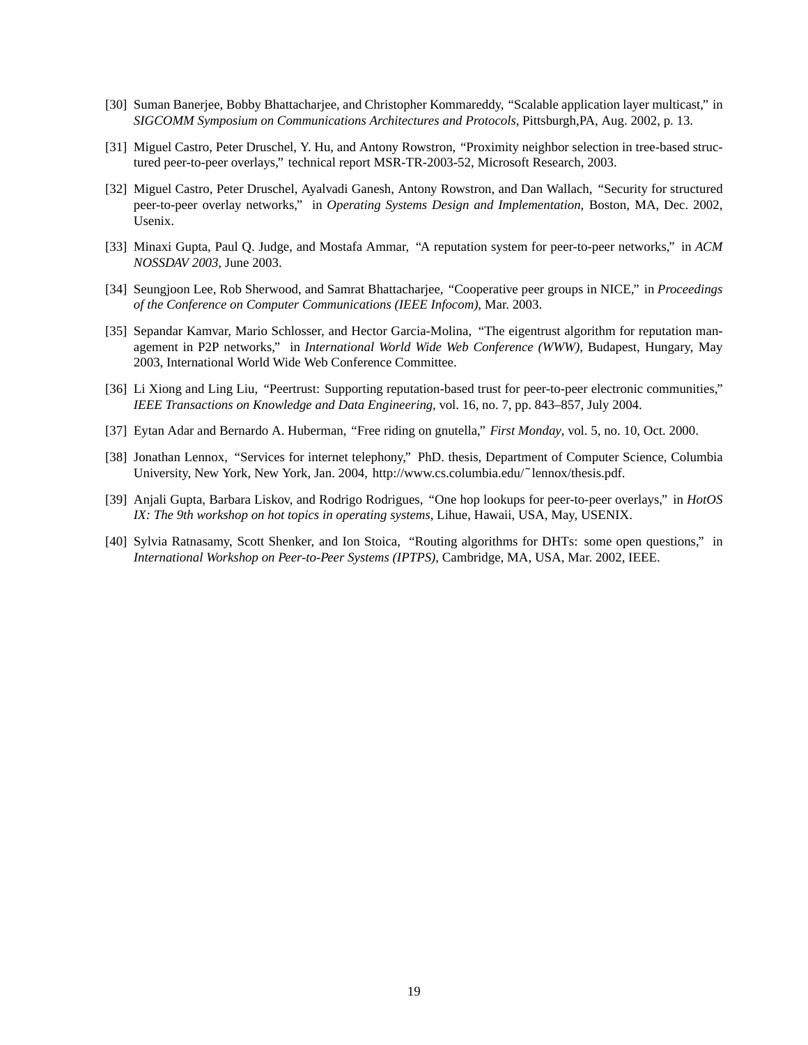[30] Suman Banerjee, Bobby Bhattacharjee, and Christopher Kommareddy, "Scalable application layer multicast," in *SIGCOMM Symposium on Communications Architectures and Protocols*, Pittsburgh,PA, Aug. 2002, p. 13.

[31] Miguel Castro, Peter Druschel, Y. Hu, and Antony Rowstron, "Proximity neighbor selection in tree-based structured peer-to-peer overlays," technical report MSR-TR-2003-52, Microsoft Research, 2003.

[32] Miguel Castro, Peter Druschel, Ayalvadi Ganesh, Antony Rowstron, and Dan Wallach, "Security for structured peer-to-peer overlay networks," in *Operating Systems Design and Implementation*, Boston, MA, Dec. 2002, Usenix.

[33] Minaxi Gupta, Paul Q. Judge, and Mostafa Ammar, "A reputation system for peer-to-peer networks," in *ACM NOSSDAV 2003*, June 2003.

[34] Seungjoon Lee, Rob Sherwood, and Samrat Bhattacharjee, "Cooperative peer groups in NICE," in *Proceedings of the Conference on Computer Communications (IEEE Infocom)*, Mar. 2003.

[35] Sepandar Kamvar, Mario Schlosser, and Hector Garcia-Molina, "The eigentrust algorithm for reputation management in P2P networks," in *International World Wide Web Conference (WWW)*, Budapest, Hungary, May 2003, International World Wide Web Conference Committee.

[36] Li Xiong and Ling Liu, "Peertrust: Supporting reputation-based trust for peer-to-peer electronic communities," *IEEE Transactions on Knowledge and Data Engineering*, vol. 16, no. 7, pp. 843–857, July 2004.

[37] Eytan Adar and Bernardo A. Huberman, "Free riding on gnutella," *First Monday*, vol. 5, no. 10, Oct. 2000.

[38] Jonathan Lennox, "Services for internet telephony," PhD. thesis, Department of Computer Science, Columbia University, New York, New York, Jan. 2004, http://www.cs.columbia.edu/˜lennox/thesis.pdf.

[39] Anjali Gupta, Barbara Liskov, and Rodrigo Rodrigues, "One hop lookups for peer-to-peer overlays," in *HotOS IX: The 9th workshop on hot topics in operating systems*, Lihue, Hawaii, USA, May, USENIX.

[40] Sylvia Ratnasamy, Scott Shenker, and Ion Stoica, "Routing algorithms for DHTs: some open questions," in *International Workshop on Peer-to-Peer Systems (IPTPS)*, Cambridge, MA, USA, Mar. 2002, IEEE.